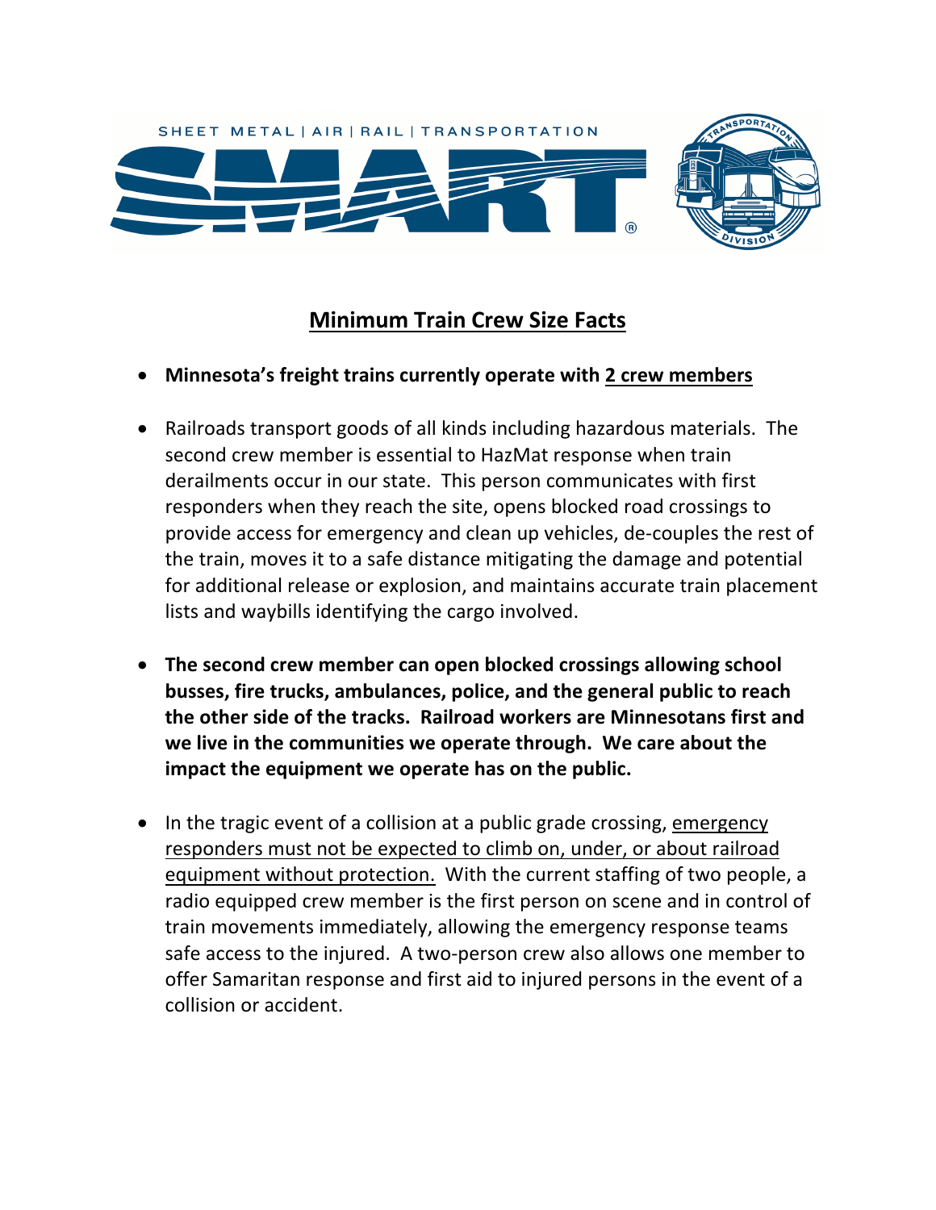SHEET METAL | AIR | RAIL | TRANSPORTATION

SMART

# <u>Minimum Train Crew Size Facts</u>

- **Minnesota's freight trains currently operate with <u>2 crew members</u>**

- Railroads transport goods of all kinds including hazardous materials. The second crew member is essential to HazMat response when train derailments occur in our state. This person communicates with first responders when they reach the site, opens blocked road crossings to provide access for emergency and clean up vehicles, de-couples the rest of the train, moves it to a safe distance mitigating the damage and potential for additional release or explosion, and maintains accurate train placement lists and waybills identifying the cargo involved.

- **The second crew member can open blocked crossings allowing school busses, fire trucks, ambulances, police, and the general public to reach the other side of the tracks. Railroad workers are Minnesotans first and we live in the communities we operate through. We care about the impact the equipment we operate has on the public.**

- In the tragic event of a collision at a public grade crossing, <u>emergency responders must not be expected to climb on, under, or about railroad equipment without protection.</u> With the current staffing of two people, a radio equipped crew member is the first person on scene and in control of train movements immediately, allowing the emergency response teams safe access to the injured. A two-person crew also allows one member to offer Samaritan response and first aid to injured persons in the event of a collision or accident.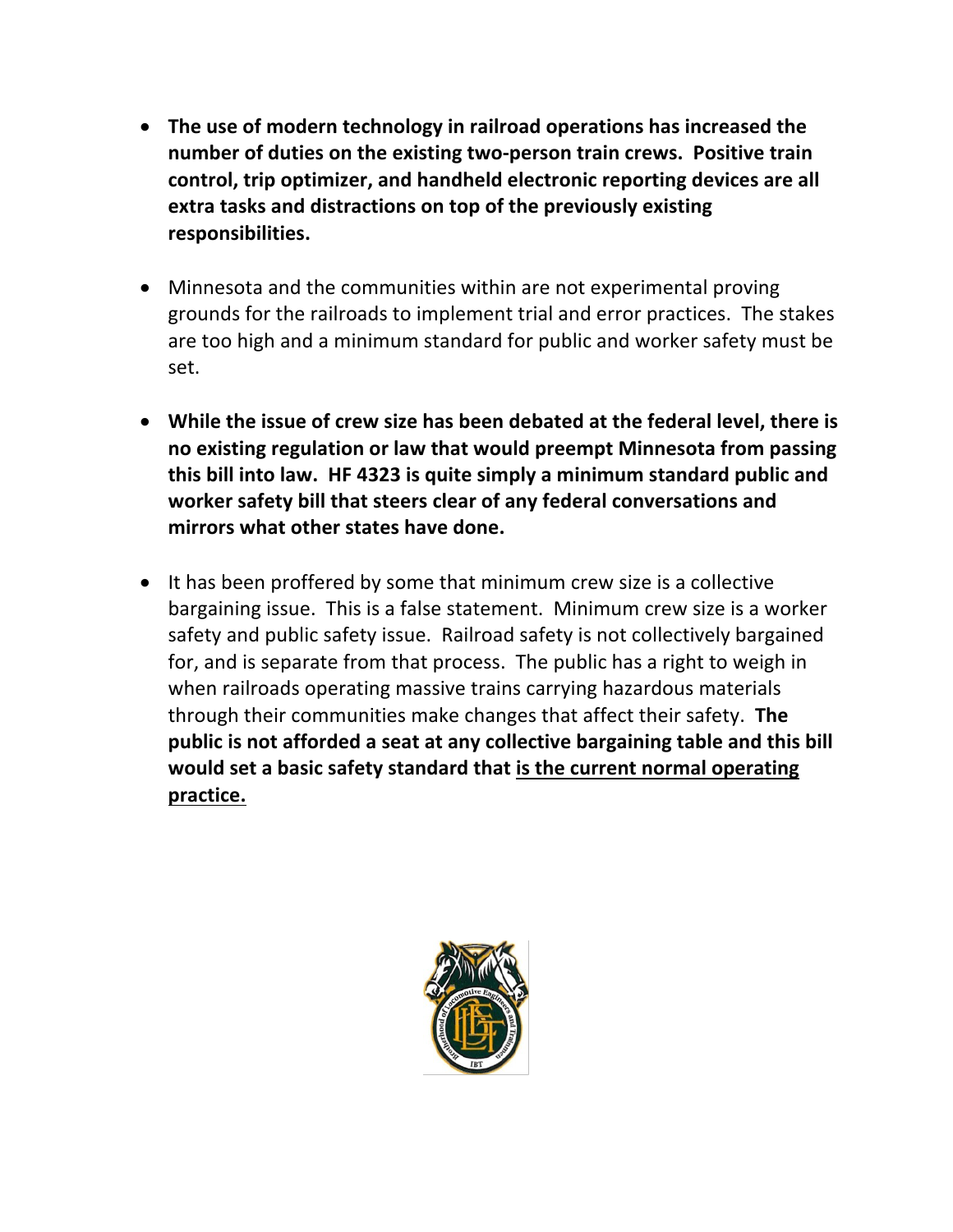- **The use of modern technology in railroad operations has increased the number of duties on the existing two-person train crews. Positive train control, trip optimizer, and handheld electronic reporting devices are all extra tasks and distractions on top of the previously existing responsibilities.**

- Minnesota and the communities within are not experimental proving grounds for the railroads to implement trial and error practices. The stakes are too high and a minimum standard for public and worker safety must be set.

- **While the issue of crew size has been debated at the federal level, there is no existing regulation or law that would preempt Minnesota from passing this bill into law. HF 4323 is quite simply a minimum standard public and worker safety bill that steers clear of any federal conversations and mirrors what other states have done.**

- It has been proffered by some that minimum crew size is a collective bargaining issue. This is a false statement. Minimum crew size is a worker safety and public safety issue. Railroad safety is not collectively bargained for, and is separate from that process. The public has a right to weigh in when railroads operating massive trains carrying hazardous materials through their communities make changes that affect their safety. **The public is not afforded a seat at any collective bargaining table and this bill would set a basic safety standard that <u>is the current normal operating practice.</u>**